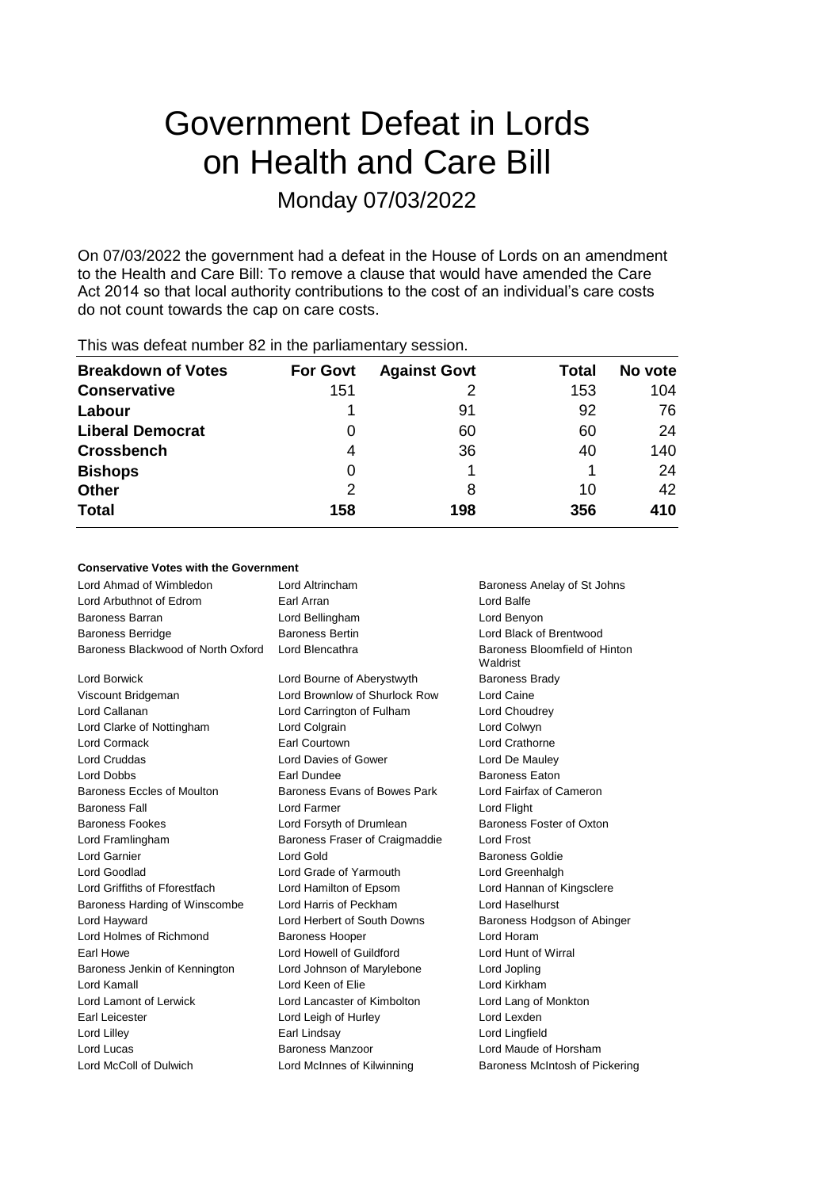# Government Defeat in Lords on Health and Care Bill

Monday 07/03/2022

On 07/03/2022 the government had a defeat in the House of Lords on an amendment to the Health and Care Bill: To remove a clause that would have amended the Care Act 2014 so that local authority contributions to the cost of an individual's care costs do not count towards the cap on care costs.

This was defeat number 82 in the parliamentary session.

| Breakdown of Votes | For Govt | Against Govt | Total | No vote |
|---|---|---|---|---|
| **Conservative** | 151 | 2 | 153 | 104 |
| **Labour** | 1 | 91 | 92 | 76 |
| **Liberal Democrat** | 0 | 60 | 60 | 24 |
| **Crossbench** | 4 | 36 | 40 | 140 |
| **Bishops** | 0 | 1 | 1 | 24 |
| **Other** | 2 | 8 | 10 | 42 |
| **Total** | **158** | **198** | **356** | **410** |

**Conservative Votes with the Government**

| | | |
|---|---|---|
| Lord Ahmad of Wimbledon | Lord Altrincham | Baroness Anelay of St Johns |
| Lord Arbuthnot of Edrom | Earl Arran | Lord Balfe |
| Baroness Barran | Lord Bellingham | Lord Benyon |
| Baroness Berridge | Baroness Bertin | Lord Black of Brentwood |
| Baroness Blackwood of North Oxford | Lord Blencathra | Baroness Bloomfield of Hinton Waldrist |
| Lord Borwick | Lord Bourne of Aberystwyth | Baroness Brady |
| Viscount Bridgeman | Lord Brownlow of Shurlock Row | Lord Caine |
| Lord Callanan | Lord Carrington of Fulham | Lord Choudrey |
| Lord Clarke of Nottingham | Lord Colgrain | Lord Colwyn |
| Lord Cormack | Earl Courtown | Lord Crathorne |
| Lord Cruddas | Lord Davies of Gower | Lord De Mauley |
| Lord Dobbs | Earl Dundee | Baroness Eaton |
| Baroness Eccles of Moulton | Baroness Evans of Bowes Park | Lord Fairfax of Cameron |
| Baroness Fall | Lord Farmer | Lord Flight |
| Baroness Fookes | Lord Forsyth of Drumlean | Baroness Foster of Oxton |
| Lord Framlingham | Baroness Fraser of Craigmaddie | Lord Frost |
| Lord Garnier | Lord Gold | Baroness Goldie |
| Lord Goodlad | Lord Grade of Yarmouth | Lord Greenhalgh |
| Lord Griffiths of Fforestfach | Lord Hamilton of Epsom | Lord Hannan of Kingsclere |
| Baroness Harding of Winscombe | Lord Harris of Peckham | Lord Haselhurst |
| Lord Hayward | Lord Herbert of South Downs | Baroness Hodgson of Abinger |
| Lord Holmes of Richmond | Baroness Hooper | Lord Horam |
| Earl Howe | Lord Howell of Guildford | Lord Hunt of Wirral |
| Baroness Jenkin of Kennington | Lord Johnson of Marylebone | Lord Jopling |
| Lord Kamall | Lord Keen of Elie | Lord Kirkham |
| Lord Lamont of Lerwick | Lord Lancaster of Kimbolton | Lord Lang of Monkton |
| Earl Leicester | Lord Leigh of Hurley | Lord Lexden |
| Lord Lilley | Earl Lindsay | Lord Lingfield |
| Lord Lucas | Baroness Manzoor | Lord Maude of Horsham |
| Lord McColl of Dulwich | Lord McInnes of Kilwinning | Baroness McIntosh of Pickering |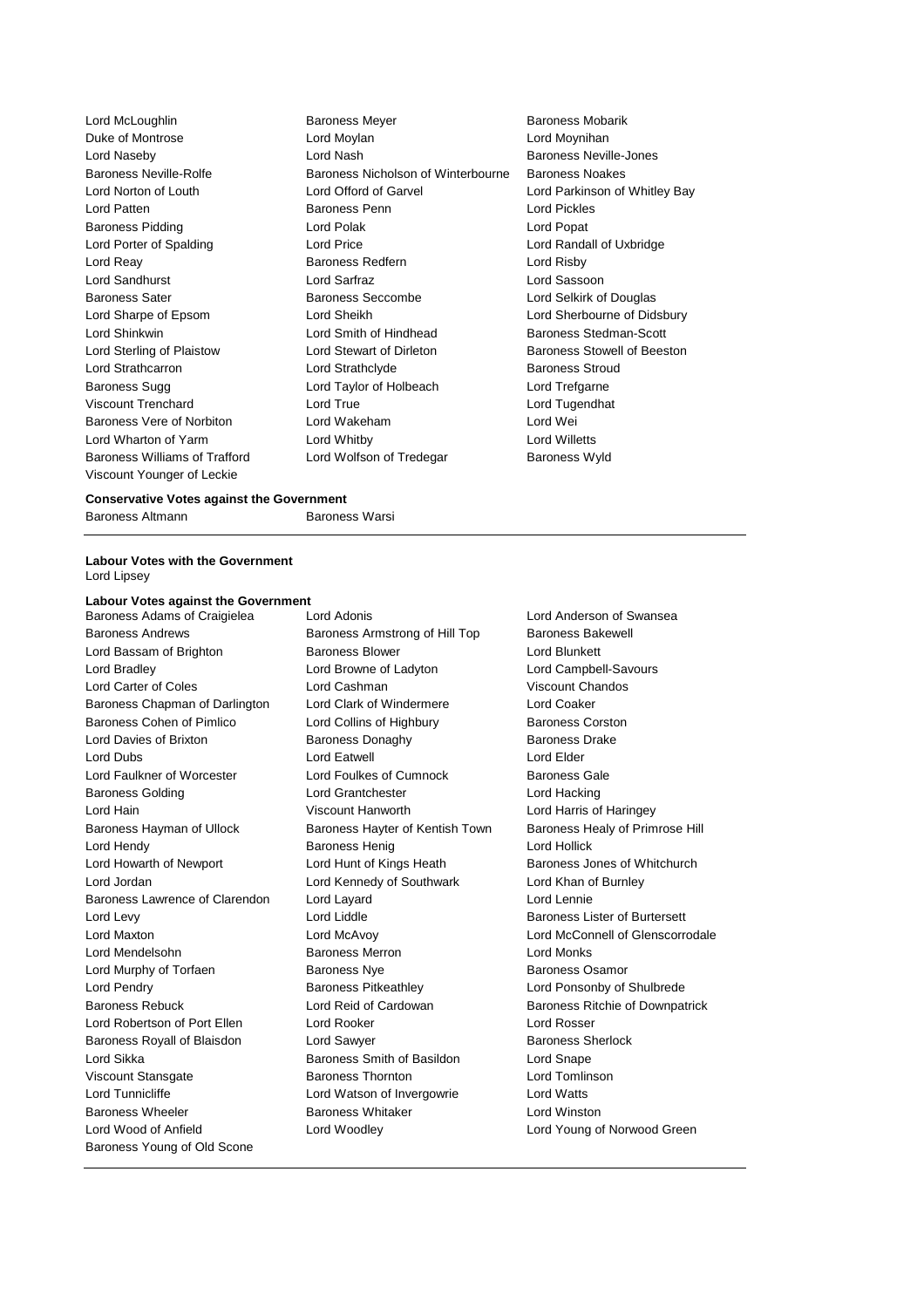Lord McLoughlin
Baroness Meyer
Baroness Mobarik
Duke of Montrose
Lord Moylan
Lord Moynihan
Lord Naseby
Lord Nash
Baroness Neville-Jones
Baroness Neville-Rolfe
Baroness Nicholson of Winterbourne
Baroness Noakes
Lord Norton of Louth
Lord Offord of Garvel
Lord Parkinson of Whitley Bay
Lord Patten
Baroness Penn
Lord Pickles
Baroness Pidding
Lord Polak
Lord Popat
Lord Porter of Spalding
Lord Price
Lord Randall of Uxbridge
Lord Reay
Baroness Redfern
Lord Risby
Lord Sandhurst
Lord Sarfraz
Lord Sassoon
Baroness Sater
Baroness Seccombe
Lord Selkirk of Douglas
Lord Sharpe of Epsom
Lord Sheikh
Lord Sherbourne of Didsbury
Lord Shinkwin
Lord Smith of Hindhead
Baroness Stedman-Scott
Lord Sterling of Plaistow
Lord Stewart of Dirleton
Baroness Stowell of Beeston
Lord Strathcarron
Lord Strathclyde
Baroness Stroud
Baroness Sugg
Lord Taylor of Holbeach
Lord Trefgarne
Viscount Trenchard
Lord True
Lord Tugendhat
Baroness Vere of Norbiton
Lord Wakeham
Lord Wei
Lord Wharton of Yarm
Lord Whitby
Lord Willetts
Baroness Williams of Trafford
Lord Wolfson of Tredegar
Baroness Wyld
Viscount Younger of Leckie

**Conservative Votes against the Government**

Baroness Altmann
Baroness Warsi

**Labour Votes with the Government**

Lord Lipsey

**Labour Votes against the Government**

Baroness Adams of Craigielea
Lord Adonis
Lord Anderson of Swansea
Baroness Andrews
Baroness Armstrong of Hill Top
Baroness Bakewell
Lord Bassam of Brighton
Baroness Blower
Lord Blunkett
Lord Bradley
Lord Browne of Ladyton
Lord Campbell-Savours
Lord Carter of Coles
Lord Cashman
Viscount Chandos
Baroness Chapman of Darlington
Lord Clark of Windermere
Lord Coaker
Baroness Cohen of Pimlico
Lord Collins of Highbury
Baroness Corston
Lord Davies of Brixton
Baroness Donaghy
Baroness Drake
Lord Dubs
Lord Eatwell
Lord Elder
Lord Faulkner of Worcester
Lord Foulkes of Cumnock
Baroness Gale
Baroness Golding
Lord Grantchester
Lord Hacking
Lord Hain
Viscount Hanworth
Lord Harris of Haringey
Baroness Hayman of Ullock
Baroness Hayter of Kentish Town
Baroness Healy of Primrose Hill
Lord Hendy
Baroness Henig
Lord Hollick
Lord Howarth of Newport
Lord Hunt of Kings Heath
Baroness Jones of Whitchurch
Lord Jordan
Lord Kennedy of Southwark
Lord Khan of Burnley
Baroness Lawrence of Clarendon
Lord Layard
Lord Lennie
Lord Levy
Lord Liddle
Baroness Lister of Burtersett
Lord Maxton
Lord McAvoy
Lord McConnell of Glenscorrodale
Lord Mendelsohn
Baroness Merron
Lord Monks
Lord Murphy of Torfaen
Baroness Nye
Baroness Osamor
Lord Pendry
Baroness Pitkeathley
Lord Ponsonby of Shulbrede
Baroness Rebuck
Lord Reid of Cardowan
Baroness Ritchie of Downpatrick
Lord Robertson of Port Ellen
Lord Rooker
Lord Rosser
Baroness Royall of Blaisdon
Lord Sawyer
Baroness Sherlock
Lord Sikka
Baroness Smith of Basildon
Lord Snape
Viscount Stansgate
Baroness Thornton
Lord Tomlinson
Lord Tunnicliffe
Lord Watson of Invergowrie
Lord Watts
Baroness Wheeler
Baroness Whitaker
Lord Winston
Lord Wood of Anfield
Lord Woodley
Lord Young of Norwood Green
Baroness Young of Old Scone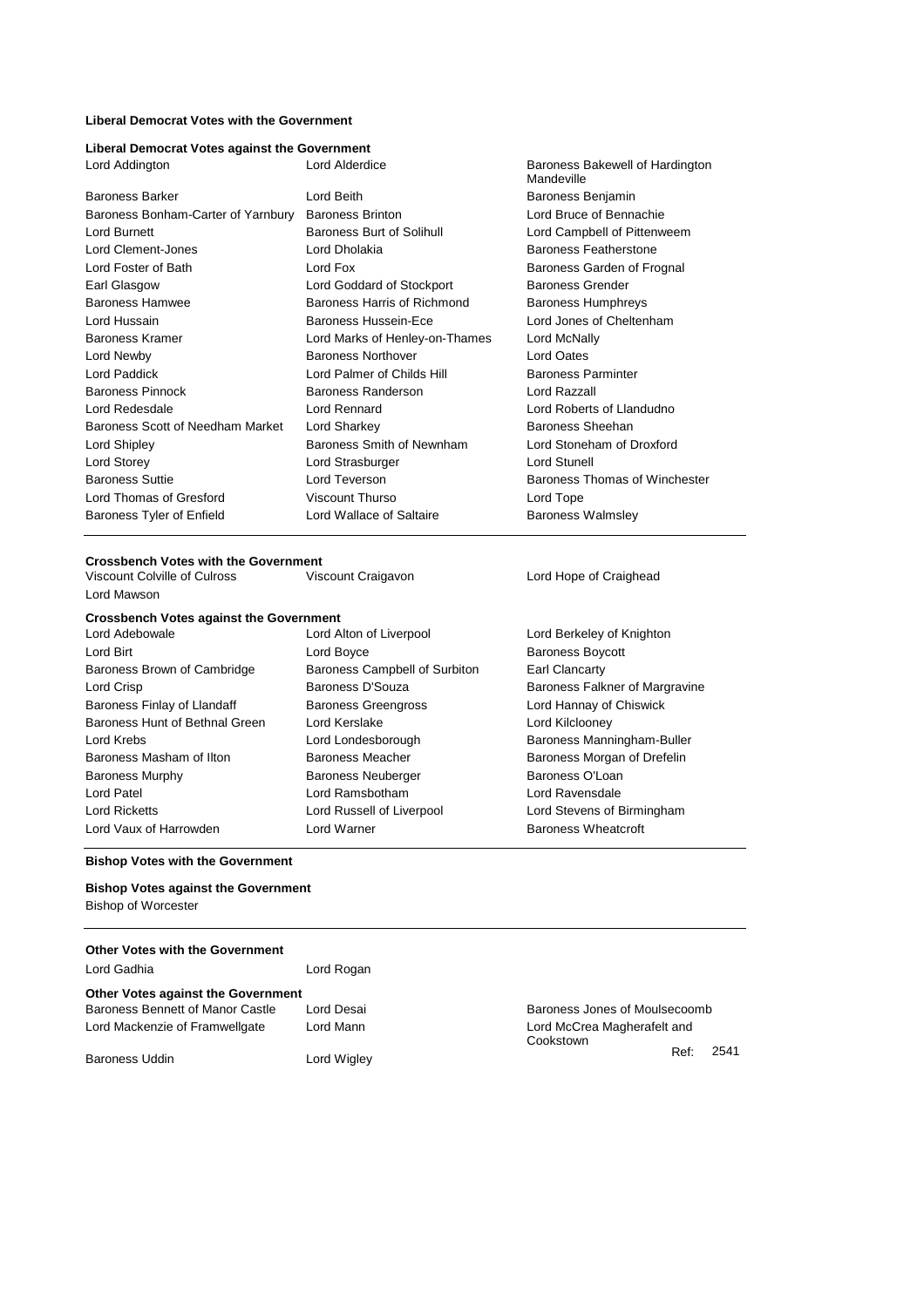**Liberal Democrat Votes with the Government**

**Liberal Democrat Votes against the Government**

| | | |
|---|---|---|
| Lord Addington | Lord Alderdice | Baroness Bakewell of Hardington Mandeville |
| Baroness Barker | Lord Beith | Baroness Benjamin |
| Baroness Bonham-Carter of Yarnbury | Baroness Brinton | Lord Bruce of Bennachie |
| Lord Burnett | Baroness Burt of Solihull | Lord Campbell of Pittenweem |
| Lord Clement-Jones | Lord Dholakia | Baroness Featherstone |
| Lord Foster of Bath | Lord Fox | Baroness Garden of Frognal |
| Earl Glasgow | Lord Goddard of Stockport | Baroness Grender |
| Baroness Hamwee | Baroness Harris of Richmond | Baroness Humphreys |
| Lord Hussain | Baroness Hussein-Ece | Lord Jones of Cheltenham |
| Baroness Kramer | Lord Marks of Henley-on-Thames | Lord McNally |
| Lord Newby | Baroness Northover | Lord Oates |
| Lord Paddick | Lord Palmer of Childs Hill | Baroness Parminter |
| Baroness Pinnock | Baroness Randerson | Lord Razzall |
| Lord Redesdale | Lord Rennard | Lord Roberts of Llandudno |
| Baroness Scott of Needham Market | Lord Sharkey | Baroness Sheehan |
| Lord Shipley | Baroness Smith of Newnham | Lord Stoneham of Droxford |
| Lord Storey | Lord Strasburger | Lord Stunell |
| Baroness Suttie | Lord Teverson | Baroness Thomas of Winchester |
| Lord Thomas of Gresford | Viscount Thurso | Lord Tope |
| Baroness Tyler of Enfield | Lord Wallace of Saltaire | Baroness Walmsley |

**Crossbench Votes with the Government**

| | | |
|---|---|---|
| Viscount Colville of Culross | Viscount Craigavon | Lord Hope of Craighead |
| Lord Mawson | | |

**Crossbench Votes against the Government**

| | | |
|---|---|---|
| Lord Adebowale | Lord Alton of Liverpool | Lord Berkeley of Knighton |
| Lord Birt | Lord Boyce | Baroness Boycott |
| Baroness Brown of Cambridge | Baroness Campbell of Surbiton | Earl Clancarty |
| Lord Crisp | Baroness D'Souza | Baroness Falkner of Margravine |
| Baroness Finlay of Llandaff | Baroness Greengross | Lord Hannay of Chiswick |
| Baroness Hunt of Bethnal Green | Lord Kerslake | Lord Kilclooney |
| Lord Krebs | Lord Londesborough | Baroness Manningham-Buller |
| Baroness Masham of Ilton | Baroness Meacher | Baroness Morgan of Drefelin |
| Baroness Murphy | Baroness Neuberger | Baroness O'Loan |
| Lord Patel | Lord Ramsbotham | Lord Ravensdale |
| Lord Ricketts | Lord Russell of Liverpool | Lord Stevens of Birmingham |
| Lord Vaux of Harrowden | Lord Warner | Baroness Wheatcroft |

**Bishop Votes with the Government**

**Bishop Votes against the Government**

Bishop of Worcester

**Other Votes with the Government**

| | |
|---|---|
| Lord Gadhia | Lord Rogan |

**Other Votes against the Government**

| | | |
|---|---|---|
| Baroness Bennett of Manor Castle | Lord Desai | Baroness Jones of Moulsecoomb |
| Lord Mackenzie of Framwellgate | Lord Mann | Lord McCrea Magherafelt and Cookstown |
| Baroness Uddin | Lord Wigley | |

Ref: 2541